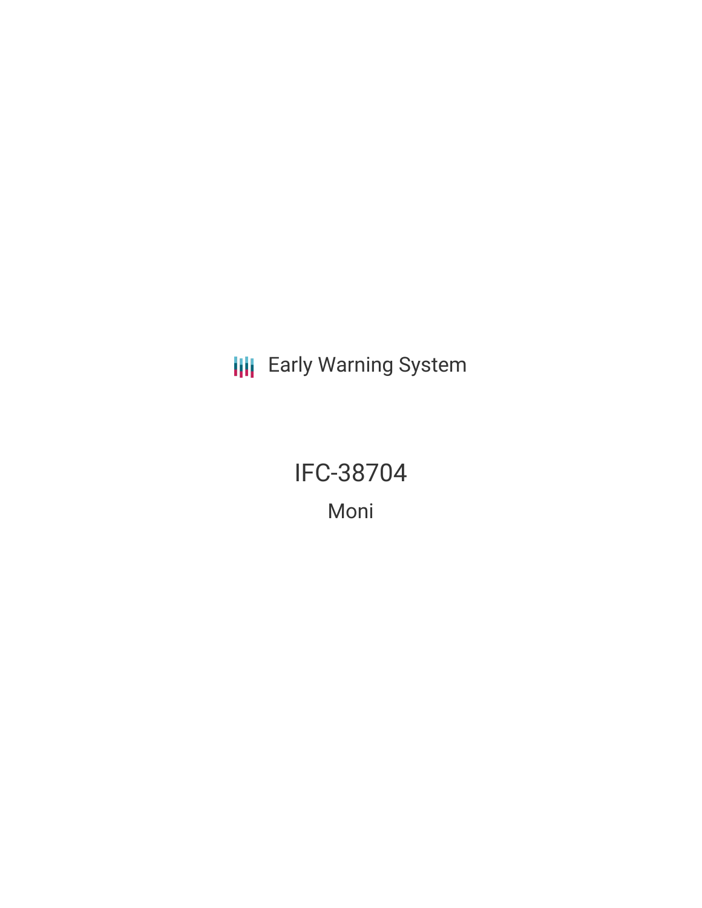Early Warning System

# IFC-38704

## Moni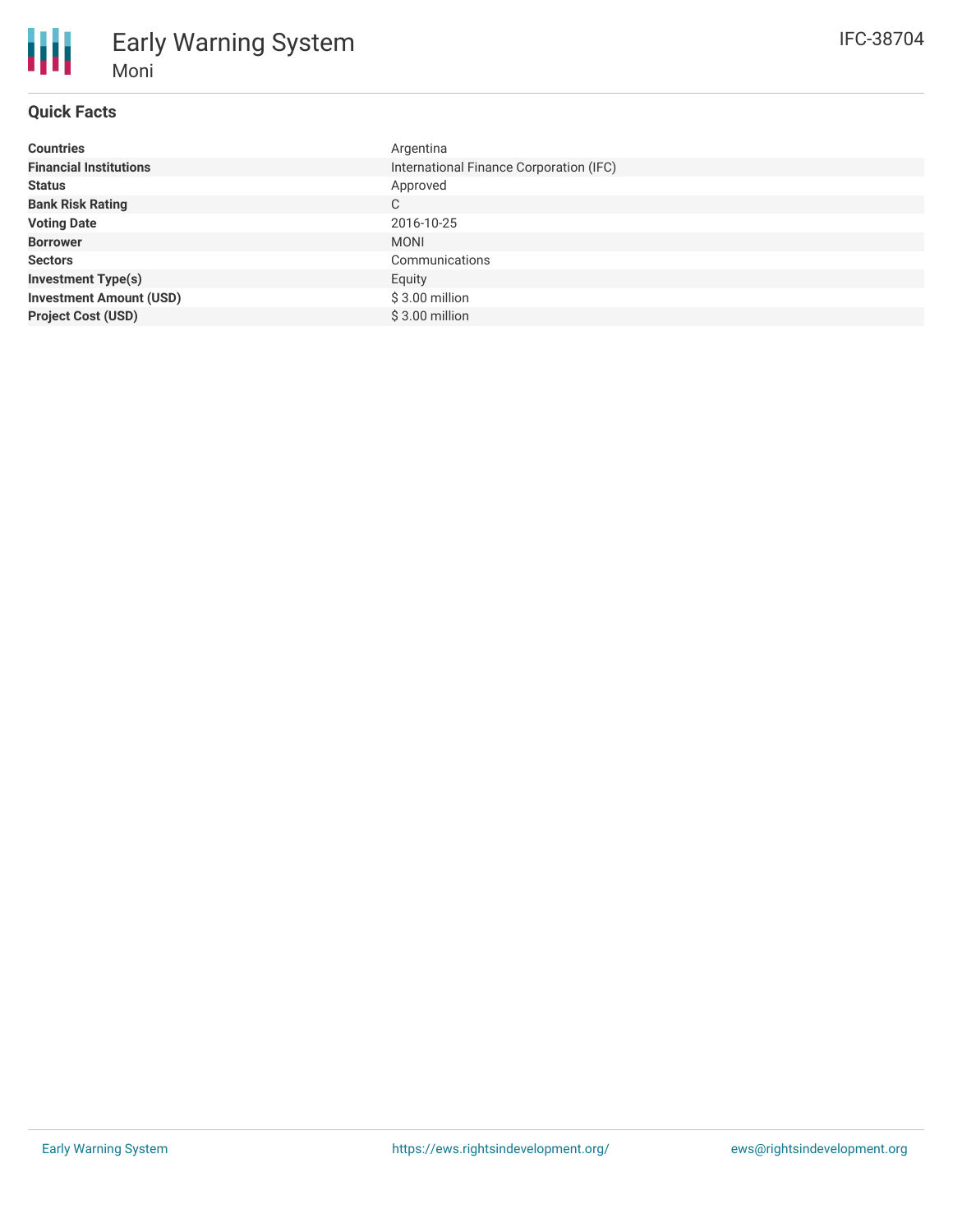# Early Warning System

## Moni

IFC-38704

### Quick Facts

| | |
|---|---|
| **Countries** | Argentina |
| **Financial Institutions** | International Finance Corporation (IFC) |
| **Status** | Approved |
| **Bank Risk Rating** | C |
| **Voting Date** | 2016-10-25 |
| **Borrower** | MONI |
| **Sectors** | Communications |
| **Investment Type(s)** | Equity |
| **Investment Amount (USD)** | $ 3.00 million |
| **Project Cost (USD)** | $ 3.00 million |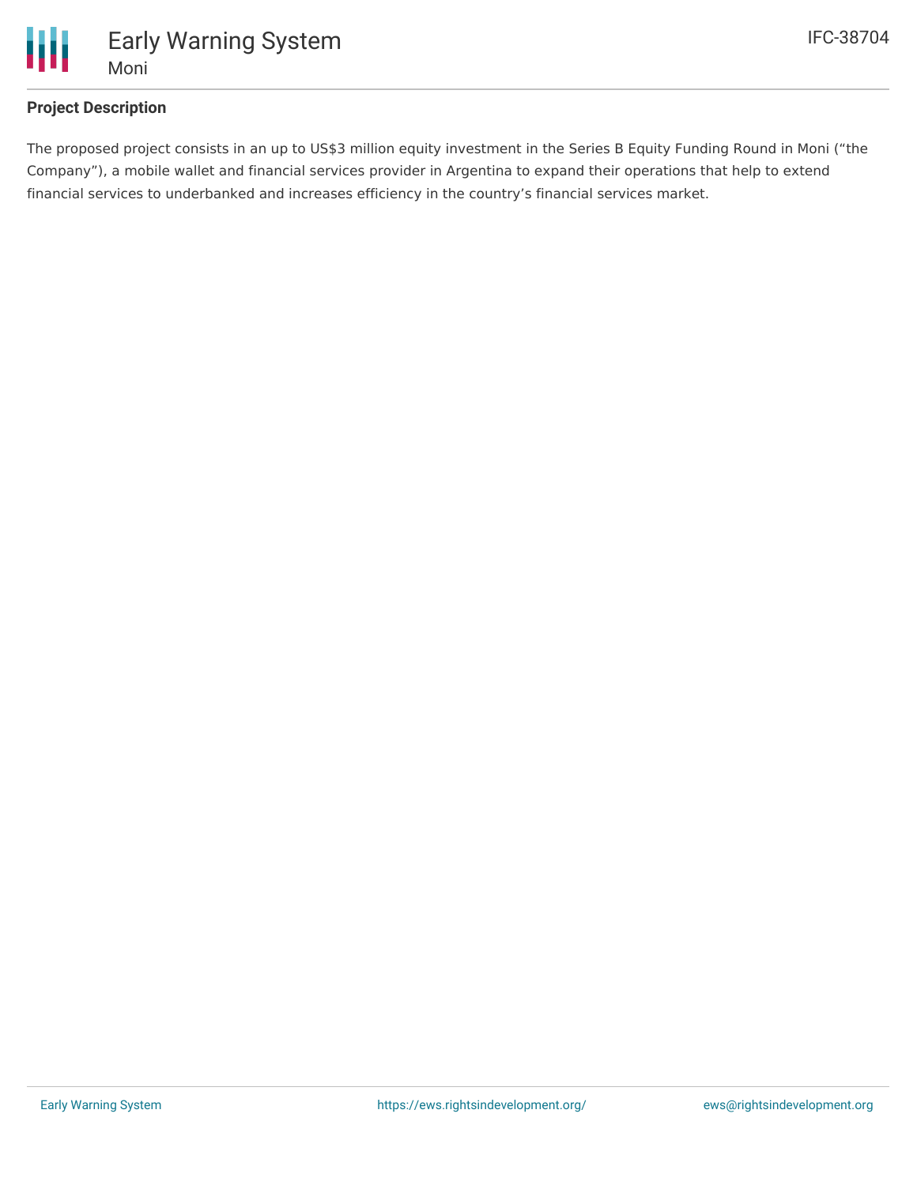## Project Description

The proposed project consists in an up to US$3 million equity investment in the Series B Equity Funding Round in Moni ("the Company"), a mobile wallet and financial services provider in Argentina to expand their operations that help to extend financial services to underbanked and increases efficiency in the country's financial services market.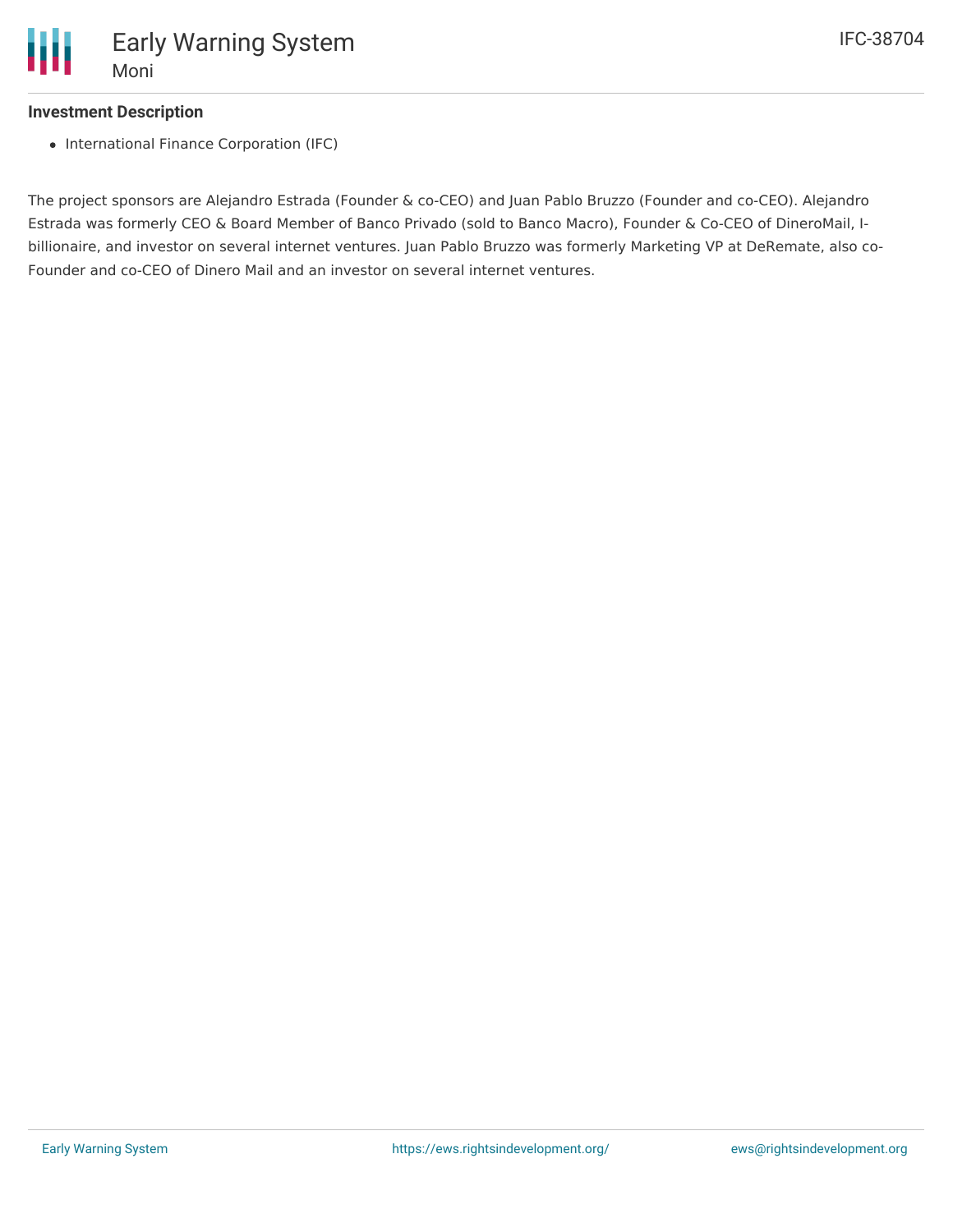**Investment Description**

- International Finance Corporation (IFC)

The project sponsors are Alejandro Estrada (Founder & co-CEO) and Juan Pablo Bruzzo (Founder and co-CEO). Alejandro Estrada was formerly CEO & Board Member of Banco Privado (sold to Banco Macro), Founder & Co-CEO of DineroMail, I-billionaire, and investor on several internet ventures. Juan Pablo Bruzzo was formerly Marketing VP at DeRemate, also co-Founder and co-CEO of Dinero Mail and an investor on several internet ventures.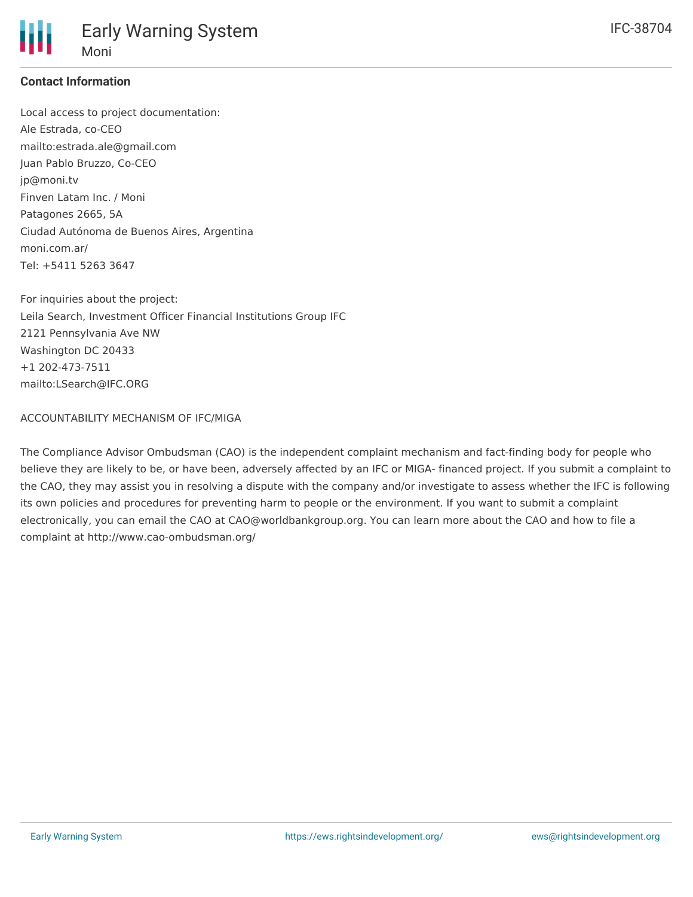**Contact Information**

Local access to project documentation:
Ale Estrada, co-CEO
mailto:estrada.ale@gmail.com
Juan Pablo Bruzzo, Co-CEO
jp@moni.tv
Finven Latam Inc. / Moni
Patagones 2665, 5A
Ciudad Autónoma de Buenos Aires, Argentina
moni.com.ar/
Tel: +5411 5263 3647

For inquiries about the project:
Leila Search, Investment Officer Financial Institutions Group IFC
2121 Pennsylvania Ave NW
Washington DC 20433
+1 202-473-7511
mailto:LSearch@IFC.ORG

ACCOUNTABILITY MECHANISM OF IFC/MIGA

The Compliance Advisor Ombudsman (CAO) is the independent complaint mechanism and fact-finding body for people who believe they are likely to be, or have been, adversely affected by an IFC or MIGA- financed project. If you submit a complaint to the CAO, they may assist you in resolving a dispute with the company and/or investigate to assess whether the IFC is following its own policies and procedures for preventing harm to people or the environment. If you want to submit a complaint electronically, you can email the CAO at CAO@worldbankgroup.org. You can learn more about the CAO and how to file a complaint at http://www.cao-ombudsman.org/